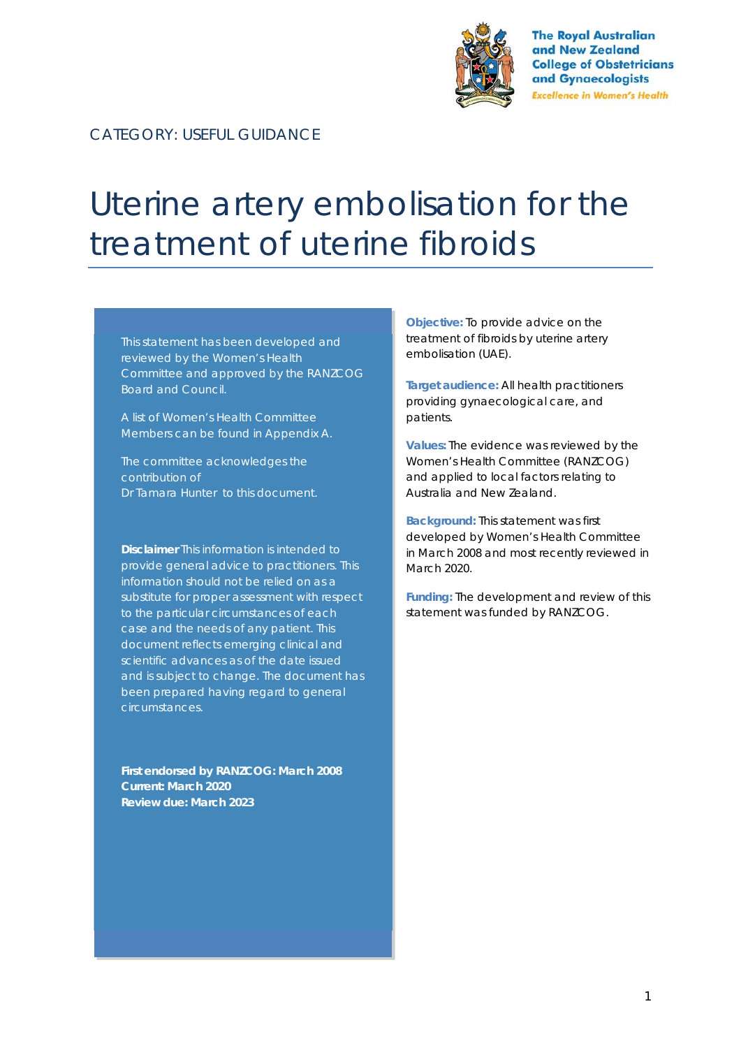The Royal Australian and New Zealand College of Obstetricians and Gynaecologists

*Excellence in Women's Health*

CATEGORY: USEFUL GUIDANCE

# Uterine artery embolisation for the treatment of uterine fibroids

This statement has been developed and reviewed by the Women's Health Committee and approved by the RANZCOG Board and Council.

A list of Women's Health Committee Members can be found in Appendix A.

The committee acknowledges the contribution of Dr Tamara Hunter to this document.

**Disclaimer** This information is intended to provide general advice to practitioners. This information should not be relied on as a substitute for proper assessment with respect to the particular circumstances of each case and the needs of any patient. This document reflects emerging clinical and scientific advances as of the date issued and is subject to change. The document has been prepared having regard to general circumstances.

**First endorsed by RANZCOG: March 2008**
**Current: March 2020**
**Review due: March 2023**

**Objective:** To provide advice on the treatment of fibroids by uterine artery embolisation (UAE).

**Target audience:** All health practitioners providing gynaecological care, and patients.

**Values:** The evidence was reviewed by the Women's Health Committee (RANZCOG) and applied to local factors relating to Australia and New Zealand.

**Background:** This statement was first developed by Women's Health Committee in March 2008 and most recently reviewed in March 2020.

**Funding:** The development and review of this statement was funded by RANZCOG.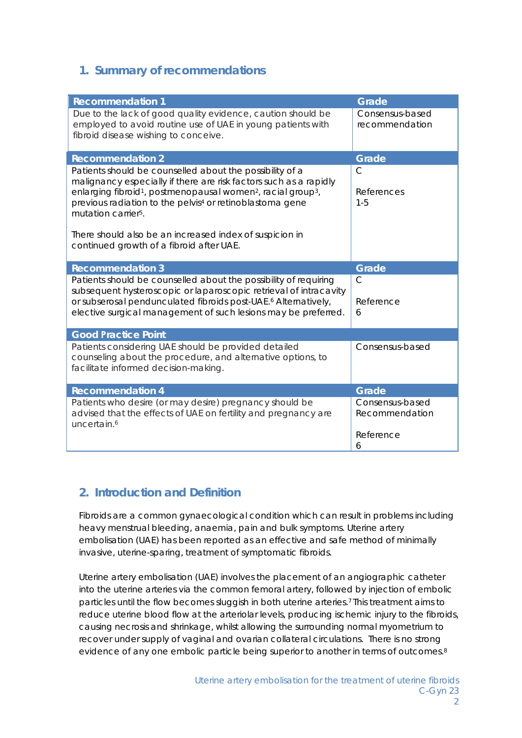## 1. Summary of recommendations

| Recommendation 1 | Grade |
|---|---|
| Due to the lack of good quality evidence, caution should be employed to avoid routine use of UAE in young patients with fibroid disease wishing to conceive. | Consensus-based recommendation |
| **Recommendation 2** | **Grade** |
| Patients should be counselled about the possibility of a malignancy especially if there are risk factors such as a rapidly enlarging fibroid[1], postmenopausal women[2], racial group[3], previous radiation to the pelvis[4] or retinoblastoma gene mutation carrier[5].<br><br>There should also be an increased index of suspicion in continued growth of a fibroid after UAE. | C<br><br>References 1-5 |
| **Recommendation 3** | **Grade** |
| Patients should be counselled about the possibility of requiring subsequent hysteroscopic or laparoscopic retrieval of intracavity or subserosal penduculated fibroids post-UAE.[6] Alternatively, elective surgical management of such lesions may be preferred. | C<br><br>Reference 6 |
| **Good Practice Point** | |
| Patients considering UAE should be provided detailed counseling about the procedure, and alternative options, to facilitate informed decision-making. | Consensus-based |
| **Recommendation 4** | **Grade** |
| Patients who desire (or may desire) pregnancy should be advised that the effects of UAE on fertility and pregnancy are uncertain.[6] | Consensus-based Recommendation<br><br>Reference 6 |

## 2. Introduction and Definition

Fibroids are a common gynaecological condition which can result in problems including heavy menstrual bleeding, anaemia, pain and bulk symptoms. Uterine artery embolisation (UAE) has been reported as an effective and safe method of minimally invasive, uterine-sparing, treatment of symptomatic fibroids.

Uterine artery embolisation (UAE) involves the placement of an angiographic catheter into the uterine arteries via the common femoral artery, followed by injection of embolic particles until the flow becomes sluggish in both uterine arteries.[7] This treatment aims to reduce uterine blood flow at the arteriolar levels, producing ischemic injury to the fibroids, causing necrosis and shrinkage, whilst allowing the surrounding normal myometrium to recover under supply of vaginal and ovarian collateral circulations. There is no strong evidence of any one embolic particle being superior to another in terms of outcomes.[8]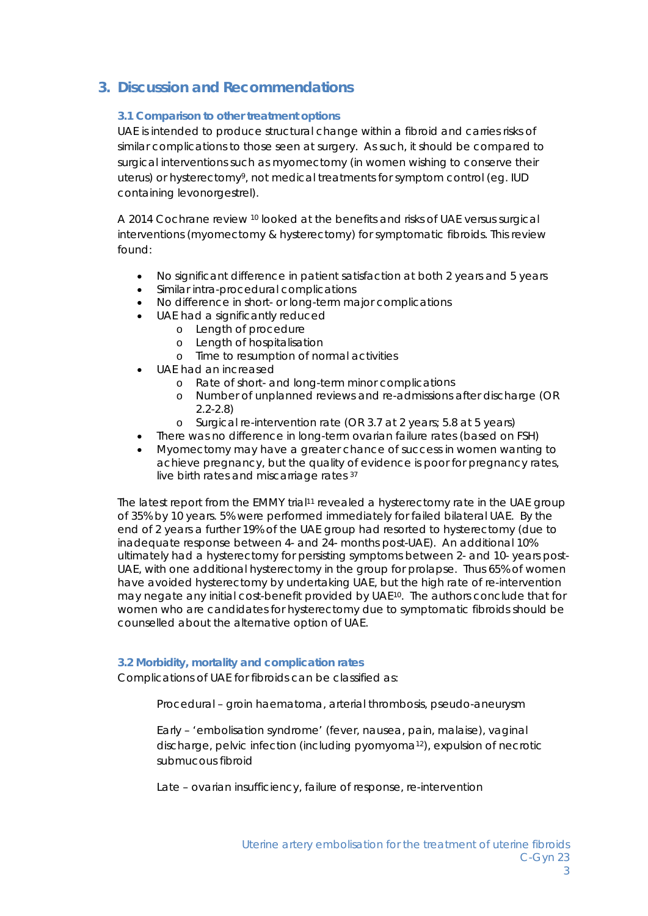# 3. Discussion and Recommendations

### 3.1 Comparison to other treatment options

UAE is intended to produce structural change within a fibroid and carries risks of similar complications to those seen at surgery. As such, it should be compared to surgical interventions such as myomectomy (in women wishing to conserve their uterus) or hysterectomy[9], not medical treatments for symptom control (eg. IUD containing levonorgestrel).

A 2014 Cochrane review [10] looked at the benefits and risks of UAE versus surgical interventions (myomectomy & hysterectomy) for symptomatic fibroids. This review found:

- No significant difference in patient satisfaction at both 2 years and 5 years
- Similar intra-procedural complications
- No difference in short- or long-term major complications
- UAE had a significantly reduced
  - Length of procedure
  - Length of hospitalisation
  - Time to resumption of normal activities
- UAE had an increased
  - Rate of short- and long-term minor complications
  - Number of unplanned reviews and re-admissions after discharge (OR 2.2-2.8)
  - Surgical re-intervention rate (OR 3.7 at 2 years; 5.8 at 5 years)
- There was no difference in long-term ovarian failure rates (based on FSH)
- Myomectomy may have a greater chance of success in women wanting to achieve pregnancy, but the quality of evidence is poor for pregnancy rates, live birth rates and miscarriage rates [37]

The latest report from the EMMY trial[11] revealed a hysterectomy rate in the UAE group of 35% by 10 years. 5% were performed immediately for failed bilateral UAE. By the end of 2 years a further 19% of the UAE group had resorted to hysterectomy (due to inadequate response between 4- and 24- months post-UAE). An additional 10% ultimately had a hysterectomy for persisting symptoms between 2- and 10- years post-UAE, with one additional hysterectomy in the group for prolapse. Thus 65% of women have avoided hysterectomy by undertaking UAE, but the high rate of re-intervention may negate any initial cost-benefit provided by UAE[10]. The authors conclude that for women who are candidates for hysterectomy due to symptomatic fibroids should be counselled about the alternative option of UAE.

### 3.2 Morbidity, mortality and complication rates

Complications of UAE for fibroids can be classified as:

Procedural – groin haematoma, arterial thrombosis, pseudo-aneurysm

Early – 'embolisation syndrome' (fever, nausea, pain, malaise), vaginal discharge, pelvic infection (including pyomyoma[12]), expulsion of necrotic submucous fibroid

Late – ovarian insufficiency, failure of response, re-intervention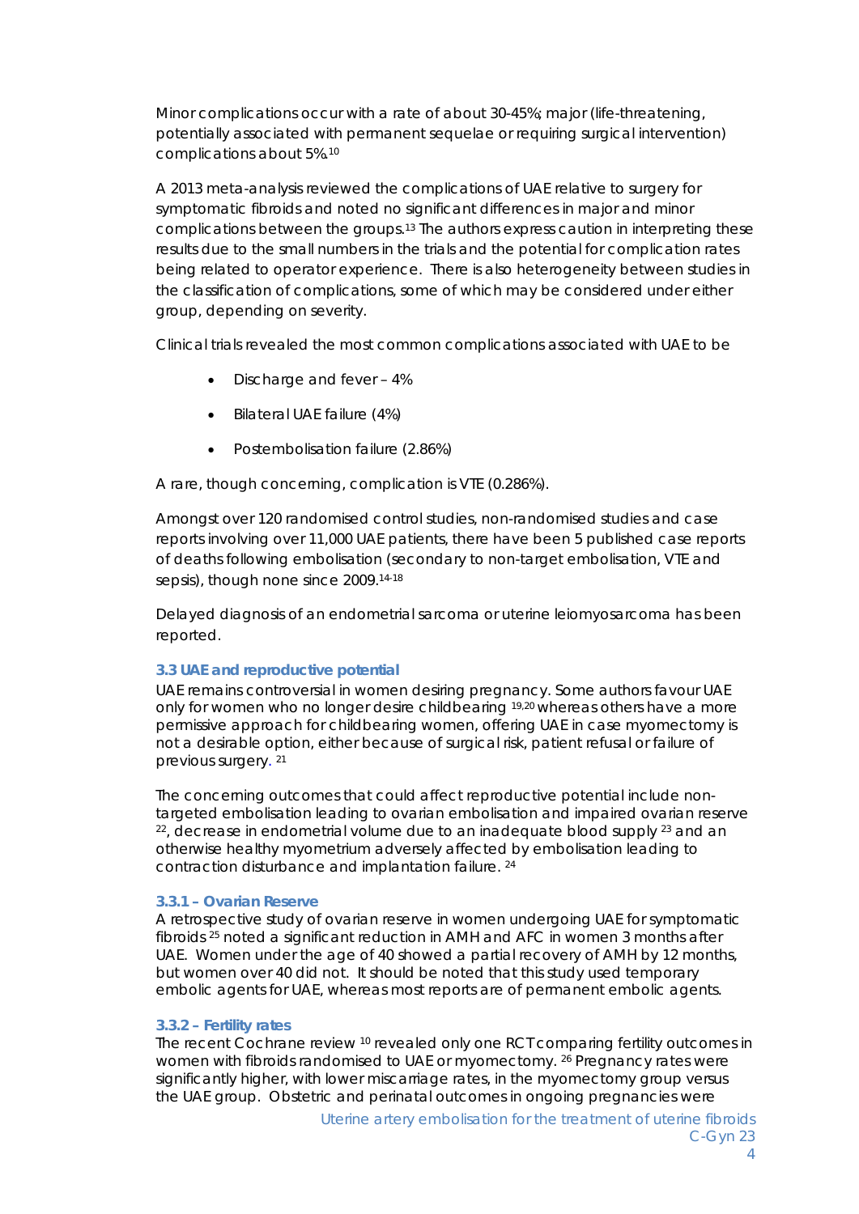Minor complications occur with a rate of about 30-45%; major (life-threatening, potentially associated with permanent sequelae or requiring surgical intervention) complications about 5%.[10]

A 2013 meta-analysis reviewed the complications of UAE relative to surgery for symptomatic fibroids and noted no significant differences in major and minor complications between the groups.[13] The authors express caution in interpreting these results due to the small numbers in the trials and the potential for complication rates being related to operator experience. There is also heterogeneity between studies in the classification of complications, some of which may be considered under either group, depending on severity.

Clinical trials revealed the most common complications associated with UAE to be

- Discharge and fever – 4%
- Bilateral UAE failure (4%)
- Postembolisation failure (2.86%)

A rare, though concerning, complication is VTE (0.286%).

Amongst over 120 randomised control studies, non-randomised studies and case reports involving over 11,000 UAE patients, there have been 5 published case reports of deaths following embolisation (secondary to non-target embolisation, VTE and sepsis), though none since 2009.[14-18]

Delayed diagnosis of an endometrial sarcoma or uterine leiomyosarcoma has been reported.

### 3.3 UAE and reproductive potential

UAE remains controversial in women desiring pregnancy. Some authors favour UAE only for women who no longer desire childbearing [19,20] whereas others have a more permissive approach for childbearing women, offering UAE in case myomectomy is not a desirable option, either because of surgical risk, patient refusal or failure of previous surgery. [21]

The concerning outcomes that could affect reproductive potential include non-targeted embolisation leading to ovarian embolisation and impaired ovarian reserve [22], decrease in endometrial volume due to an inadequate blood supply [23] and an otherwise healthy myometrium adversely affected by embolisation leading to contraction disturbance and implantation failure. [24]

#### 3.3.1 – Ovarian Reserve

A retrospective study of ovarian reserve in women undergoing UAE for symptomatic fibroids [25] noted a significant reduction in AMH and AFC in women 3 months after UAE. Women under the age of 40 showed a partial recovery of AMH by 12 months, but women over 40 did not. It should be noted that this study used temporary embolic agents for UAE, whereas most reports are of permanent embolic agents.

#### 3.3.2 – Fertility rates

The recent Cochrane review [10] revealed only one RCT comparing fertility outcomes in women with fibroids randomised to UAE or myomectomy. [26] Pregnancy rates were significantly higher, with lower miscarriage rates, in the myomectomy group versus the UAE group. Obstetric and perinatal outcomes in ongoing pregnancies were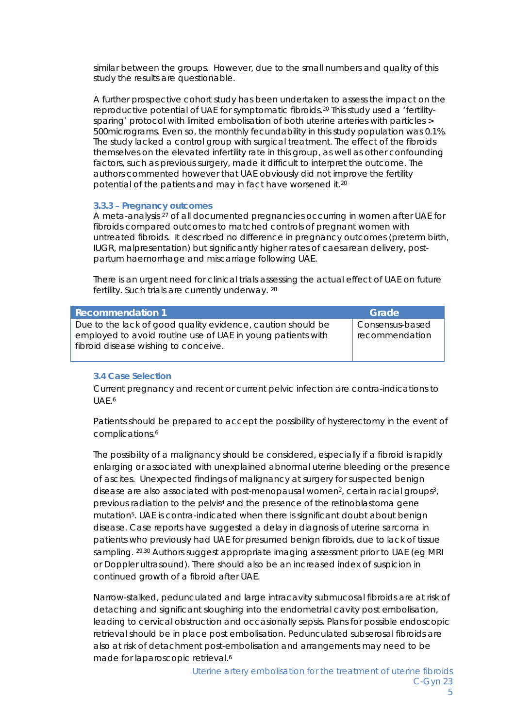similar between the groups. However, due to the small numbers and quality of this study the results are questionable.

A further prospective cohort study has been undertaken to assess the impact on the reproductive potential of UAE for symptomatic fibroids.[20] This study used a 'fertility-sparing' protocol with limited embolisation of both uterine arteries with particles > 500micrograms. Even so, the monthly fecundability in this study population was 0.1%. The study lacked a control group with surgical treatment. The effect of the fibroids themselves on the elevated infertility rate in this group, as well as other confounding factors, such as previous surgery, made it difficult to interpret the outcome. The authors commented however that UAE obviously did not improve the fertility potential of the patients and may in fact have worsened it.[20]

### 3.3.3 – Pregnancy outcomes

A meta-analysis [27] of all documented pregnancies occurring in women after UAE for fibroids compared outcomes to matched controls of pregnant women with untreated fibroids. It described no difference in pregnancy outcomes (preterm birth, IUGR, malpresentation) but significantly higher rates of caesarean delivery, post-partum haemorrhage and miscarriage following UAE.

There is an urgent need for clinical trials assessing the actual effect of UAE on future fertility. Such trials are currently underway. [28]

| Recommendation 1 | Grade |
| --- | --- |
| Due to the lack of good quality evidence, caution should be employed to avoid routine use of UAE in young patients with fibroid disease wishing to conceive. | Consensus-based recommendation |

### 3.4 Case Selection

Current pregnancy and recent or current pelvic infection are contra-indications to UAE.[6]

Patients should be prepared to accept the possibility of hysterectomy in the event of complications.[6]

The possibility of a malignancy should be considered, especially if a fibroid is rapidly enlarging or associated with unexplained abnormal uterine bleeding or the presence of ascites. Unexpected findings of malignancy at surgery for suspected benign disease are also associated with post-menopausal women[2], certain racial groups[3], previous radiation to the pelvis[4] and the presence of the retinoblastoma gene mutation[5]. UAE is contra-indicated when there is significant doubt about benign disease. Case reports have suggested a delay in diagnosis of uterine sarcoma in patients who previously had UAE for presumed benign fibroids, due to lack of tissue sampling. [29,30] Authors suggest appropriate imaging assessment prior to UAE (eg MRI or Doppler ultrasound). There should also be an increased index of suspicion in continued growth of a fibroid after UAE.

Narrow-stalked, pedunculated and large intracavity submucosal fibroids are at risk of detaching and significant sloughing into the endometrial cavity post embolisation, leading to cervical obstruction and occasionally sepsis. Plans for possible endoscopic retrieval should be in place post embolisation. Pedunculated subserosal fibroids are also at risk of detachment post-embolisation and arrangements may need to be made for laparoscopic retrieval.[6]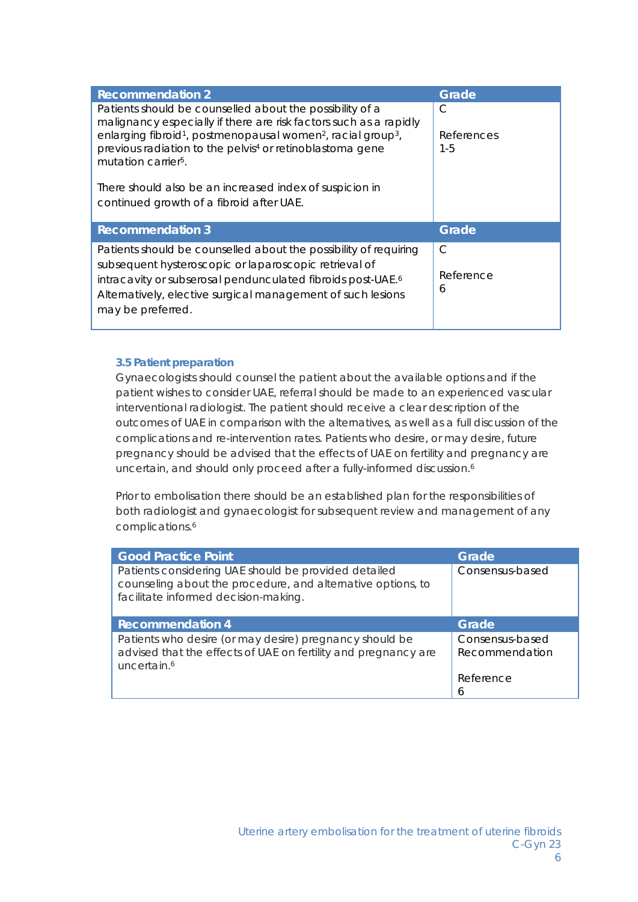| Recommendation 2 | Grade |
| --- | --- |
| Patients should be counselled about the possibility of a malignancy especially if there are risk factors such as a rapidly enlarging fibroid[1], postmenopausal women[2], racial group[3], previous radiation to the pelvis[4] or retinoblastoma gene mutation carrier[5].<br><br>There should also be an increased index of suspicion in continued growth of a fibroid after UAE. | C<br><br>References 1-5 |
| **Recommendation 3** | **Grade** |
| Patients should be counselled about the possibility of requiring subsequent hysteroscopic or laparoscopic retrieval of intracavity or subserosal pendunculated fibroids post-UAE.[6] Alternatively, elective surgical management of such lesions may be preferred. | C<br><br>Reference 6 |

### 3.5 Patient preparation

Gynaecologists should counsel the patient about the available options and if the patient wishes to consider UAE, referral should be made to an experienced vascular interventional radiologist. The patient should receive a clear description of the outcomes of UAE in comparison with the alternatives, as well as a full discussion of the complications and re-intervention rates. Patients who desire, or may desire, future pregnancy should be advised that the effects of UAE on fertility and pregnancy are uncertain, and should only proceed after a fully-informed discussion.[6]

Prior to embolisation there should be an established plan for the responsibilities of both radiologist and gynaecologist for subsequent review and management of any complications.[6]

| Good Practice Point | Grade |
| --- | --- |
| Patients considering UAE should be provided detailed counseling about the procedure, and alternative options, to facilitate informed decision-making. | Consensus-based |
| **Recommendation 4** | **Grade** |
| Patients who desire (or may desire) pregnancy should be advised that the effects of UAE on fertility and pregnancy are uncertain.[6] | Consensus-based Recommendation<br><br>Reference 6 |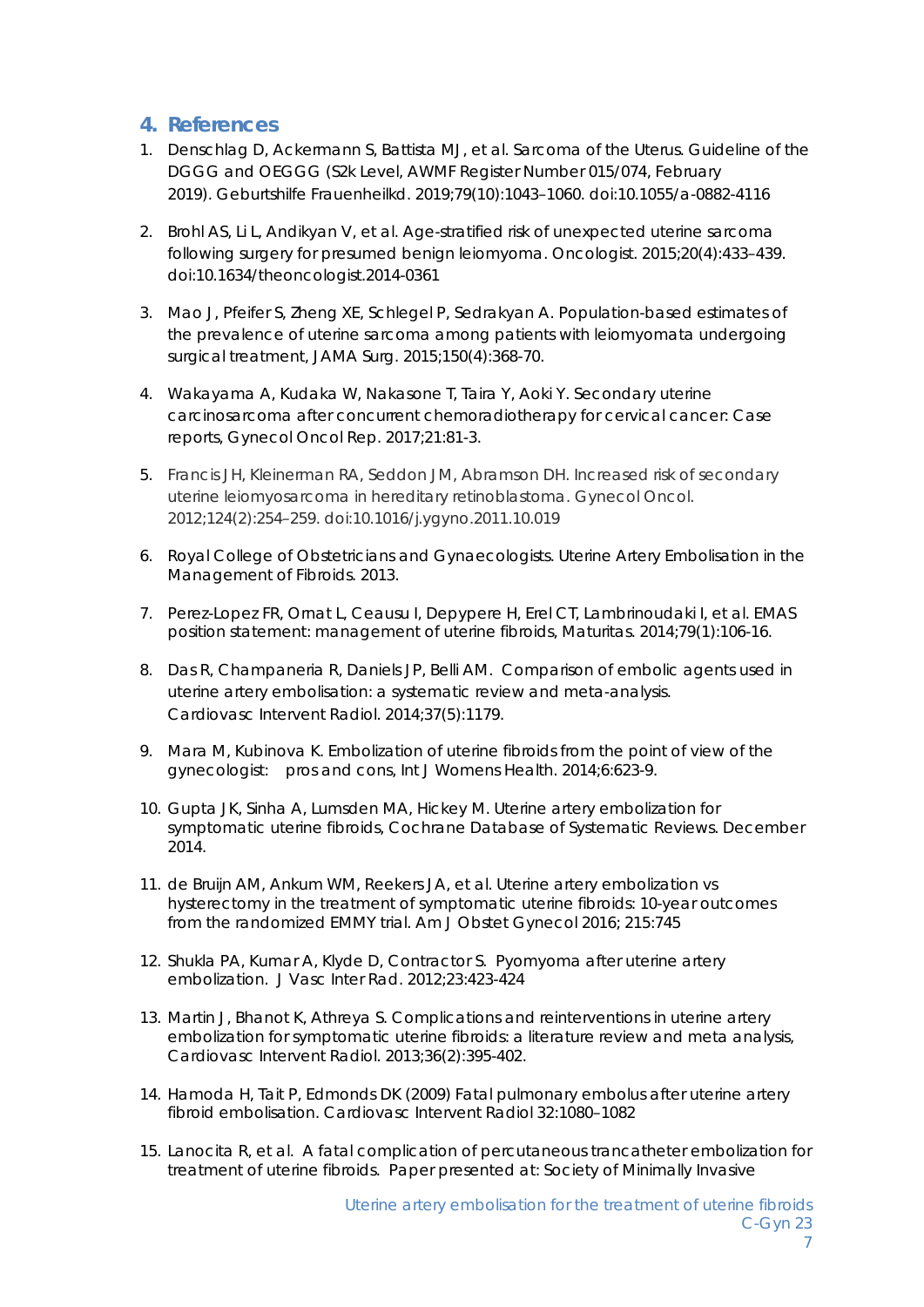## 4. References

1. Denschlag D, Ackermann S, Battista MJ, et al. Sarcoma of the Uterus. Guideline of the DGGG and OEGGG (S2k Level, AWMF Register Number 015/074, February 2019). Geburtshilfe Frauenheilkd. 2019;79(10):1043–1060. doi:10.1055/a-0882-4116

2. Brohl AS, Li L, Andikyan V, et al. Age-stratified risk of unexpected uterine sarcoma following surgery for presumed benign leiomyoma. Oncologist. 2015;20(4):433–439. doi:10.1634/theoncologist.2014-0361

3. Mao J, Pfeifer S, Zheng XE, Schlegel P, Sedrakyan A. Population-based estimates of the prevalence of uterine sarcoma among patients with leiomyomata undergoing surgical treatment, JAMA Surg. 2015;150(4):368-70.

4. Wakayama A, Kudaka W, Nakasone T, Taira Y, Aoki Y. Secondary uterine carcinosarcoma after concurrent chemoradiotherapy for cervical cancer: Case reports, Gynecol Oncol Rep. 2017;21:81-3.

5. Francis JH, Kleinerman RA, Seddon JM, Abramson DH. Increased risk of secondary uterine leiomyosarcoma in hereditary retinoblastoma. Gynecol Oncol. 2012;124(2):254–259. doi:10.1016/j.ygyno.2011.10.019

6. Royal College of Obstetricians and Gynaecologists. Uterine Artery Embolisation in the Management of Fibroids. 2013.

7. Perez-Lopez FR, Ornat L, Ceausu I, Depypere H, Erel CT, Lambrinoudaki I, et al. EMAS position statement: management of uterine fibroids, Maturitas. 2014;79(1):106-16.

8. Das R, Champaneria R, Daniels JP, Belli AM. Comparison of embolic agents used in uterine artery embolisation: a systematic review and meta-analysis. Cardiovasc Intervent Radiol. 2014;37(5):1179.

9. Mara M, Kubinova K. Embolization of uterine fibroids from the point of view of the gynecologist: pros and cons, Int J Womens Health. 2014;6:623-9.

10. Gupta JK, Sinha A, Lumsden MA, Hickey M. Uterine artery embolization for symptomatic uterine fibroids, Cochrane Database of Systematic Reviews. December 2014.

11. de Bruijn AM, Ankum WM, Reekers JA, et al. Uterine artery embolization vs hysterectomy in the treatment of symptomatic uterine fibroids: 10-year outcomes from the randomized EMMY trial. Am J Obstet Gynecol 2016; 215:745

12. Shukla PA, Kumar A, Klyde D, Contractor S. Pyomyoma after uterine artery embolization. J Vasc Inter Rad. 2012;23:423-424

13. Martin J, Bhanot K, Athreya S. Complications and reinterventions in uterine artery embolization for symptomatic uterine fibroids: a literature review and meta analysis, Cardiovasc Intervent Radiol. 2013;36(2):395-402.

14. Hamoda H, Tait P, Edmonds DK (2009) Fatal pulmonary embolus after uterine artery fibroid embolisation. Cardiovasc Intervent Radiol 32:1080–1082

15. Lanocita R, et al. A fatal complication of percutaneous trancatheter embolization for treatment of uterine fibroids. Paper presented at: Society of Minimally Invasive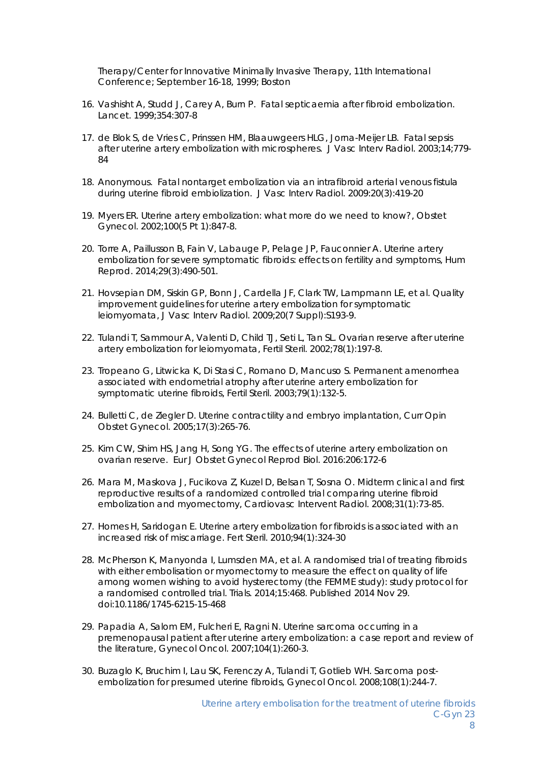Therapy/Center for Innovative Minimally Invasive Therapy, 11th International Conference; September 16-18, 1999; Boston

16. Vashisht A, Studd J, Carey A, Burn P. Fatal septicaemia after fibroid embolization. Lancet. 1999;354:307-8
17. de Blok S, de Vries C, Prinssen HM, Blaauwgeers HLG, Jorna-Meijer LB. Fatal sepsis after uterine artery embolization with microspheres. J Vasc Interv Radiol. 2003;14;779-84
18. Anonymous. Fatal nontarget embolization via an intrafibroid arterial venous fistula during uterine fibroid embiolization. J Vasc Interv Radiol. 2009:20(3):419-20
19. Myers ER. Uterine artery embolization: what more do we need to know?, Obstet Gynecol. 2002;100(5 Pt 1):847-8.
20. Torre A, Paillusson B, Fain V, Labauge P, Pelage JP, Fauconnier A. Uterine artery embolization for severe symptomatic fibroids: effects on fertility and symptoms, Hum Reprod. 2014;29(3):490-501.
21. Hovsepian DM, Siskin GP, Bonn J, Cardella JF, Clark TW, Lampmann LE, et al. Quality improvement guidelines for uterine artery embolization for symptomatic leiomyomata, J Vasc Interv Radiol. 2009;20(7 Suppl):S193-9.
22. Tulandi T, Sammour A, Valenti D, Child TJ, Seti L, Tan SL. Ovarian reserve after uterine artery embolization for leiomyomata, Fertil Steril. 2002;78(1):197-8.
23. Tropeano G, Litwicka K, Di Stasi C, Romano D, Mancuso S. Permanent amenorrhea associated with endometrial atrophy after uterine artery embolization for symptomatic uterine fibroids, Fertil Steril. 2003;79(1):132-5.
24. Bulletti C, de Ziegler D. Uterine contractility and embryo implantation, Curr Opin Obstet Gynecol. 2005;17(3):265-76.
25. Kim CW, Shim HS, Jang H, Song YG. The effects of uterine artery embolization on ovarian reserve. Eur J Obstet Gynecol Reprod Biol. 2016:206:172-6
26. Mara M, Maskova J, Fucikova Z, Kuzel D, Belsan T, Sosna O. Midterm clinical and first reproductive results of a randomized controlled trial comparing uterine fibroid embolization and myomectomy, Cardiovasc Intervent Radiol. 2008;31(1):73-85.
27. Homes H, Saridogan E. Uterine artery embolization for fibroids is associated with an increased risk of miscarriage. Fert Steril. 2010;94(1):324-30
28. McPherson K, Manyonda I, Lumsden MA, et al. A randomised trial of treating fibroids with either embolisation or myomectomy to measure the effect on quality of life among women wishing to avoid hysterectomy (the FEMME study): study protocol for a randomised controlled trial. Trials. 2014;15:468. Published 2014 Nov 29. doi:10.1186/1745-6215-15-468
29. Papadia A, Salom EM, Fulcheri E, Ragni N. Uterine sarcoma occurring in a premenopausal patient after uterine artery embolization: a case report and review of the literature, Gynecol Oncol. 2007;104(1):260-3.
30. Buzaglo K, Bruchim I, Lau SK, Ferenczy A, Tulandi T, Gotlieb WH. Sarcoma post-embolization for presumed uterine fibroids, Gynecol Oncol. 2008;108(1):244-7.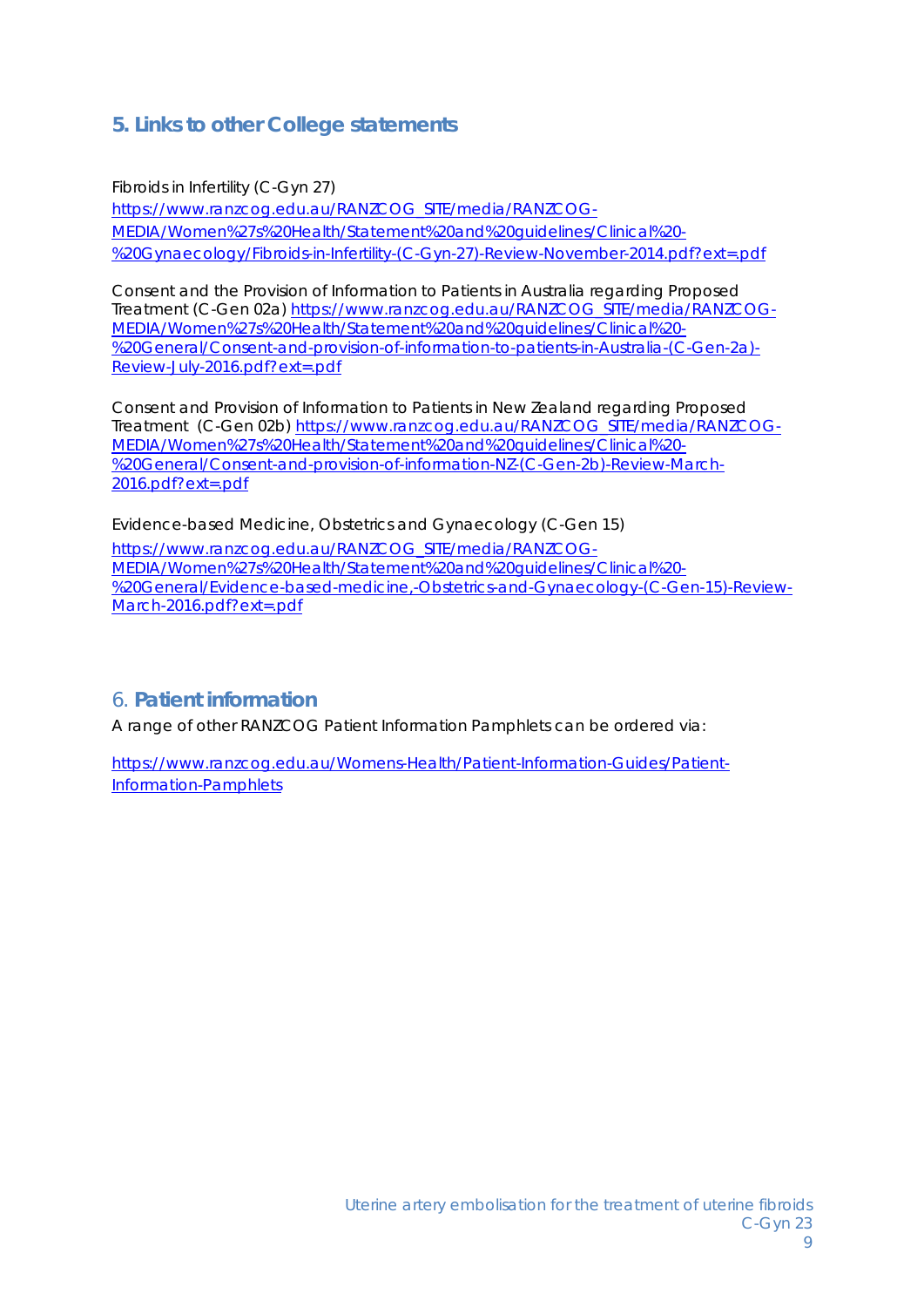## 5. Links to other College statements

Fibroids in Infertility (C-Gyn 27)
https://www.ranzcog.edu.au/RANZCOG_SITE/media/RANZCOG-MEDIA/Women%27s%20Health/Statement%20and%20guidelines/Clinical%20-%20Gynaecology/Fibroids-in-Infertility-(C-Gyn-27)-Review-November-2014.pdf?ext=.pdf

Consent and the Provision of Information to Patients in Australia regarding Proposed Treatment (C-Gen 02a) https://www.ranzcog.edu.au/RANZCOG_SITE/media/RANZCOG-MEDIA/Women%27s%20Health/Statement%20and%20guidelines/Clinical%20-%20General/Consent-and-provision-of-information-to-patients-in-Australia-(C-Gen-2a)-Review-July-2016.pdf?ext=.pdf

Consent and Provision of Information to Patients in New Zealand regarding Proposed Treatment (C-Gen 02b) https://www.ranzcog.edu.au/RANZCOG_SITE/media/RANZCOG-MEDIA/Women%27s%20Health/Statement%20and%20guidelines/Clinical%20-%20General/Consent-and-provision-of-information-NZ-(C-Gen-2b)-Review-March-2016.pdf?ext=.pdf

Evidence-based Medicine, Obstetrics and Gynaecology (C-Gen 15)
https://www.ranzcog.edu.au/RANZCOG_SITE/media/RANZCOG-MEDIA/Women%27s%20Health/Statement%20and%20guidelines/Clinical%20-%20General/Evidence-based-medicine,-Obstetrics-and-Gynaecology-(C-Gen-15)-Review-March-2016.pdf?ext=.pdf

## 6. Patient information

A range of other RANZCOG Patient Information Pamphlets can be ordered via:

https://www.ranzcog.edu.au/Womens-Health/Patient-Information-Guides/Patient-Information-Pamphlets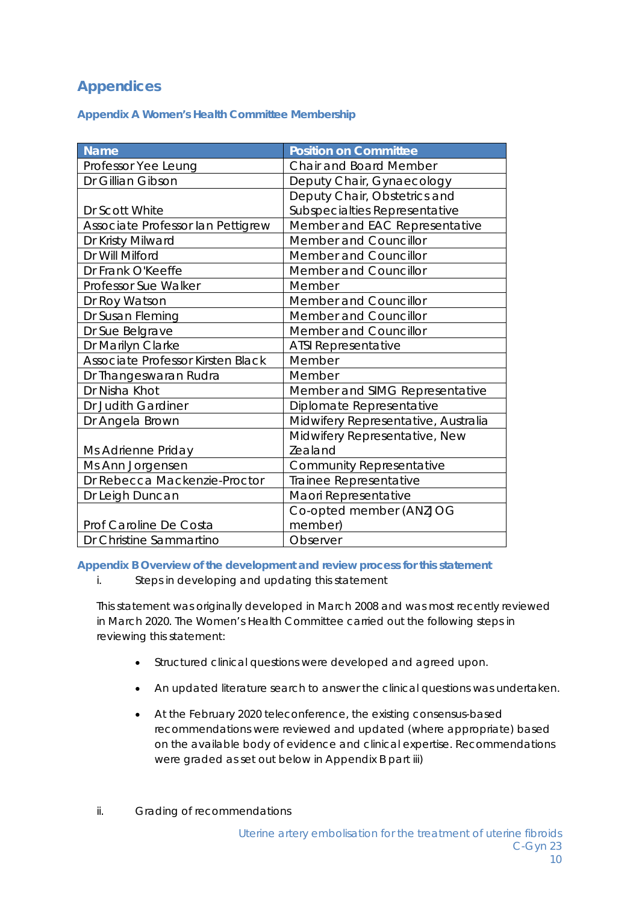## Appendices

### Appendix A Women's Health Committee Membership

| Name | Position on Committee |
|---|---|
| Professor Yee Leung | Chair and Board Member |
| Dr Gillian Gibson | Deputy Chair, Gynaecology |
| Dr Scott White | Deputy Chair, Obstetrics and Subspecialties Representative |
| Associate Professor Ian Pettigrew | Member and EAC Representative |
| Dr Kristy Milward | Member and Councillor |
| Dr Will Milford | Member and Councillor |
| Dr Frank O'Keeffe | Member and Councillor |
| Professor Sue Walker | Member |
| Dr Roy Watson | Member and Councillor |
| Dr Susan Fleming | Member and Councillor |
| Dr Sue Belgrave | Member and Councillor |
| Dr Marilyn Clarke | ATSI Representative |
| Associate Professor Kirsten Black | Member |
| Dr Thangeswaran Rudra | Member |
| Dr Nisha Khot | Member and SIMG Representative |
| Dr Judith Gardiner | Diplomate Representative |
| Dr Angela Brown | Midwifery Representative, Australia |
| Ms Adrienne Priday | Midwifery Representative, New Zealand |
| Ms Ann Jorgensen | Community Representative |
| Dr Rebecca Mackenzie-Proctor | Trainee Representative |
| Dr Leigh Duncan | Maori Representative |
| Prof Caroline De Costa | Co-opted member (ANZJOG member) |
| Dr Christine Sammartino | Observer |

### Appendix B Overview of the development and review process for this statement

i. Steps in developing and updating this statement

This statement was originally developed in March 2008 and was most recently reviewed in March 2020. The Women's Health Committee carried out the following steps in reviewing this statement:

- Structured clinical questions were developed and agreed upon.
- An updated literature search to answer the clinical questions was undertaken.
- At the February 2020 teleconference, the existing consensus-based recommendations were reviewed and updated (where appropriate) based on the available body of evidence and clinical expertise. Recommendations were graded as set out below in Appendix B part iii)

ii. Grading of recommendations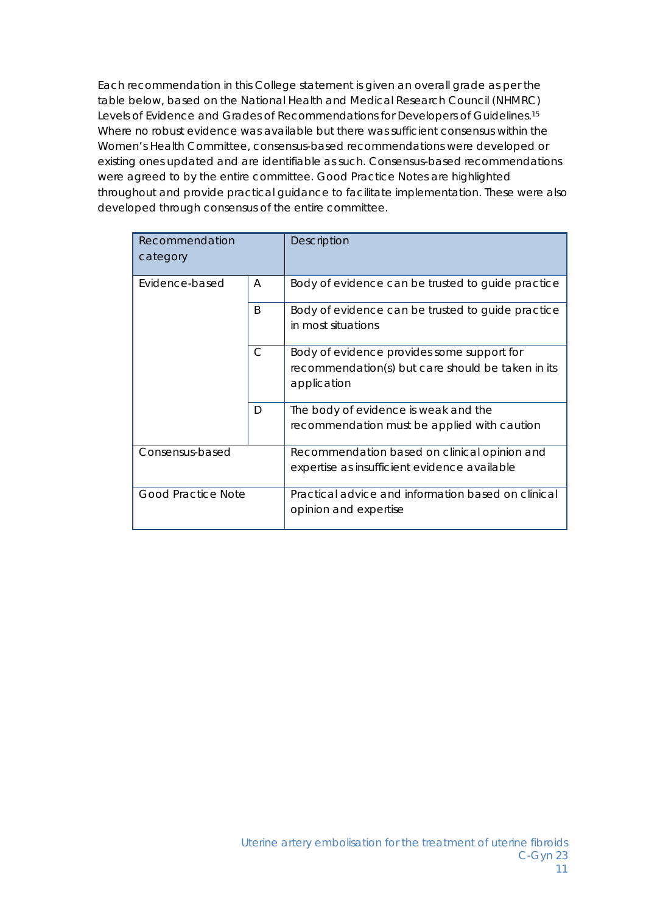Each recommendation in this College statement is given an overall grade as per the table below, based on the National Health and Medical Research Council (NHMRC) Levels of Evidence and Grades of Recommendations for Developers of Guidelines.[15] Where no robust evidence was available but there was sufficient consensus within the Women's Health Committee, consensus-based recommendations were developed or existing ones updated and are identifiable as such. Consensus-based recommendations were agreed to by the entire committee. Good Practice Notes are highlighted throughout and provide practical guidance to facilitate implementation. These were also developed through consensus of the entire committee.

| Recommendation category | | Description |
|---|---|---|
| Evidence-based | A | Body of evidence can be trusted to guide practice |
| | B | Body of evidence can be trusted to guide practice in most situations |
| | C | Body of evidence provides some support for recommendation(s) but care should be taken in its application |
| | D | The body of evidence is weak and the recommendation must be applied with caution |
| Consensus-based | | Recommendation based on clinical opinion and expertise as insufficient evidence available |
| Good Practice Note | | Practical advice and information based on clinical opinion and expertise |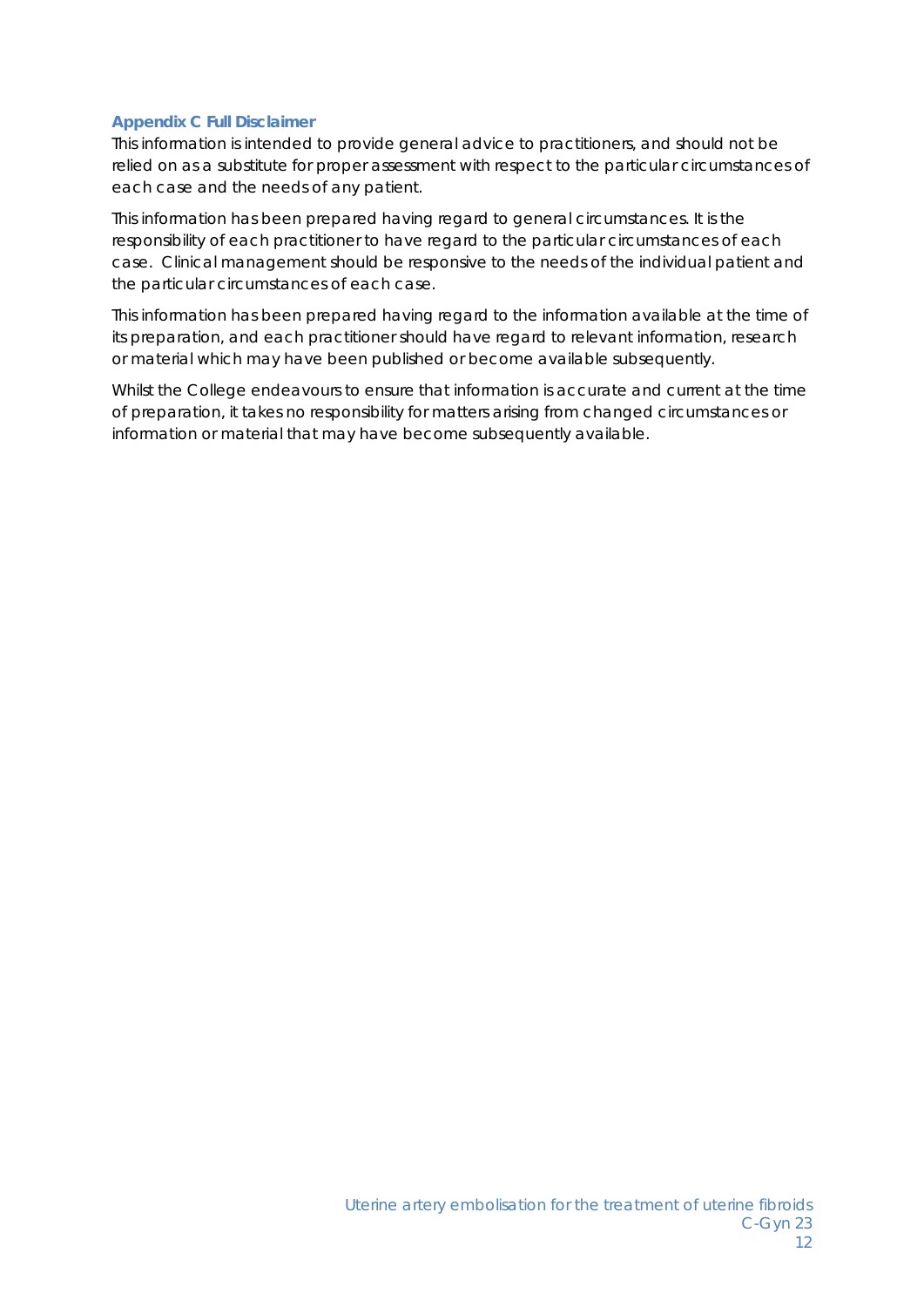### Appendix C Full Disclaimer

This information is intended to provide general advice to practitioners, and should not be relied on as a substitute for proper assessment with respect to the particular circumstances of each case and the needs of any patient.

This information has been prepared having regard to general circumstances. It is the responsibility of each practitioner to have regard to the particular circumstances of each case. Clinical management should be responsive to the needs of the individual patient and the particular circumstances of each case.

This information has been prepared having regard to the information available at the time of its preparation, and each practitioner should have regard to relevant information, research or material which may have been published or become available subsequently.

Whilst the College endeavours to ensure that information is accurate and current at the time of preparation, it takes no responsibility for matters arising from changed circumstances or information or material that may have become subsequently available.